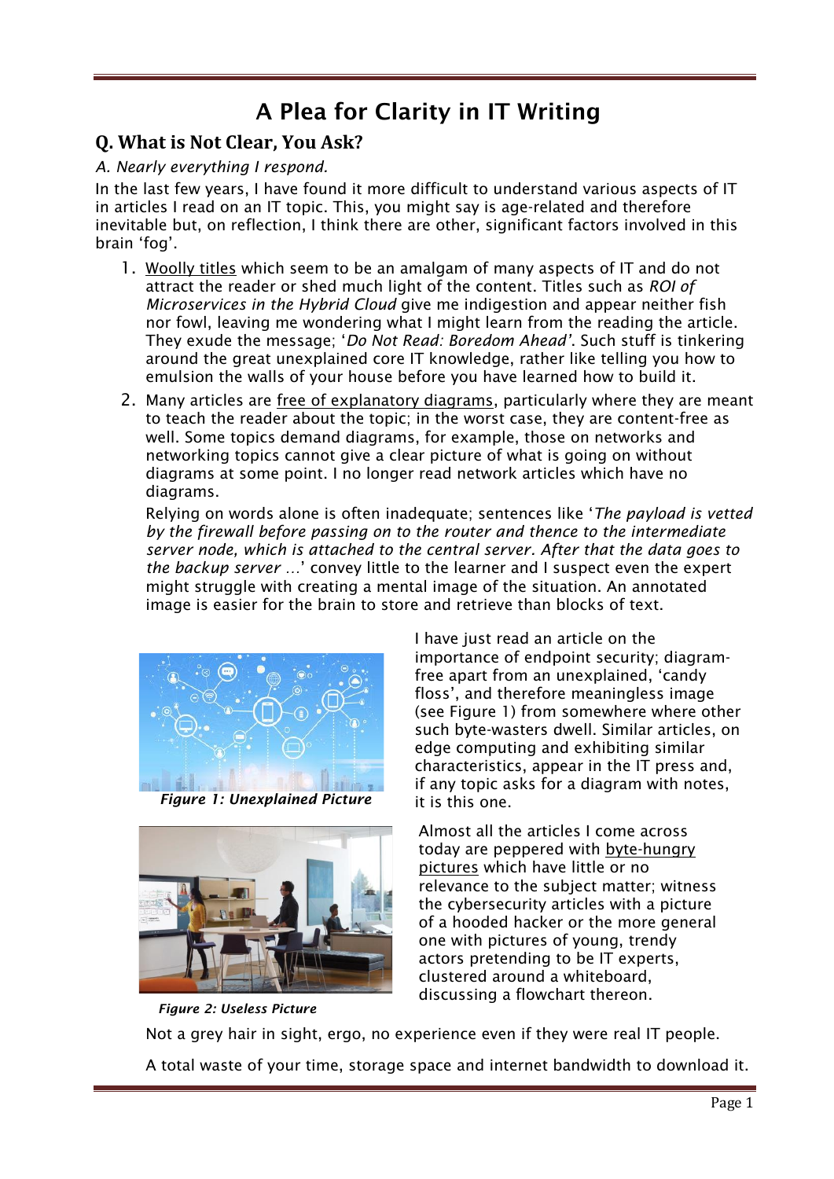# A Plea for Clarity in IT Writing

## Q. What is Not Clear, You Ask?

*A. Nearly everything I respond.*

In the last few years, I have found it more difficult to understand various aspects of IT in articles I read on an IT topic. This, you might say is age-related and therefore inevitable but, on reflection, I think there are other, significant factors involved in this brain 'fog'.

1. Woolly titles which seem to be an amalgam of many aspects of IT and do not attract the reader or shed much light of the content. Titles such as *ROI of Microservices in the Hybrid Cloud* give me indigestion and appear neither fish nor fowl, leaving me wondering what I might learn from the reading the article. They exude the message; '*Do Not Read: Boredom Ahead*'. Such stuff is tinkering around the great unexplained core IT knowledge, rather like telling you how to emulsion the walls of your house before you have learned how to build it.
2. Many articles are free of explanatory diagrams, particularly where they are meant to teach the reader about the topic; in the worst case, they are content-free as well. Some topics demand diagrams, for example, those on networks and networking topics cannot give a clear picture of what is going on without diagrams at some point. I no longer read network articles which have no diagrams.

   Relying on words alone is often inadequate; sentences like '*The payload is vetted by the firewall before passing on to the router and thence to the intermediate server node, which is attached to the central server. After that the data goes to the backup server …*' convey little to the learner and I suspect even the expert might struggle with creating a mental image of the situation. An annotated image is easier for the brain to store and retrieve than blocks of text.

**Figure 1: Unexplained Picture**

I have just read an article on the importance of endpoint security; diagram-free apart from an unexplained, 'candy floss', and therefore meaningless image (see Figure 1) from somewhere where other such byte-wasters dwell. Similar articles, on edge computing and exhibiting similar characteristics, appear in the IT press and, if any topic asks for a diagram with notes, it is this one.

**Figure 2: Useless Picture**

Almost all the articles I come across today are peppered with byte-hungry pictures which have little or no relevance to the subject matter; witness the cybersecurity articles with a picture of a hooded hacker or the more general one with pictures of young, trendy actors pretending to be IT experts, clustered around a whiteboard, discussing a flowchart thereon.

Not a grey hair in sight, ergo, no experience even if they were real IT people.

A total waste of your time, storage space and internet bandwidth to download it.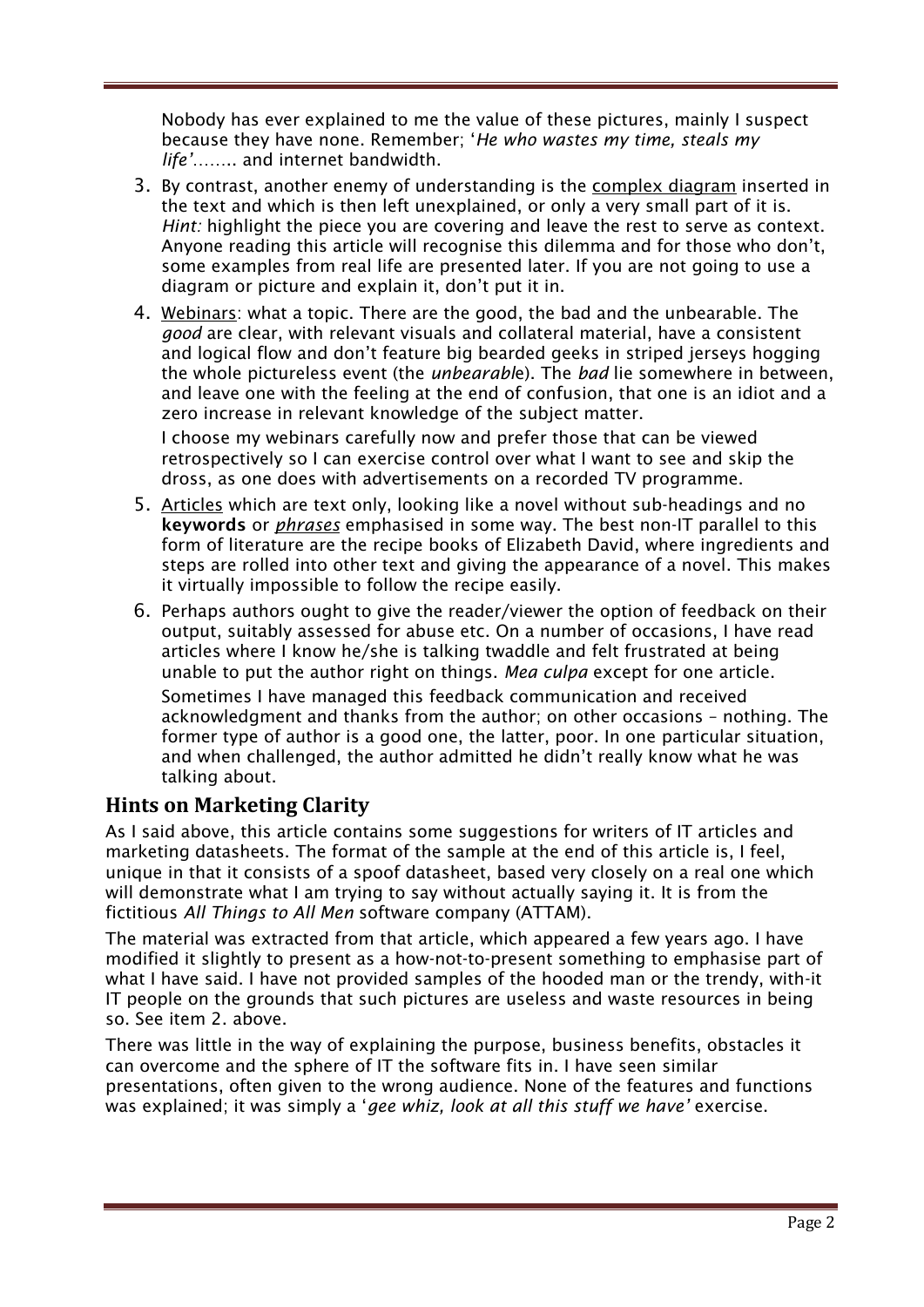Nobody has ever explained to me the value of these pictures, mainly I suspect because they have none. Remember; '*He who wastes my time, steals my life'*…….. and internet bandwidth.

3. By contrast, another enemy of understanding is the <u>complex diagram</u> inserted in the text and which is then left unexplained, or only a very small part of it is. *Hint:* highlight the piece you are covering and leave the rest to serve as context. Anyone reading this article will recognise this dilemma and for those who don't, some examples from real life are presented later. If you are not going to use a diagram or picture and explain it, don't put it in.
4. <u>Webinars</u>: what a topic. There are the good, the bad and the unbearable. The *good* are clear, with relevant visuals and collateral material, have a consistent and logical flow and don't feature big bearded geeks in striped jerseys hogging the whole pictureless event (the *unbearabl*e). The *bad* lie somewhere in between, and leave one with the feeling at the end of confusion, that one is an idiot and a zero increase in relevant knowledge of the subject matter.

   I choose my webinars carefully now and prefer those that can be viewed retrospectively so I can exercise control over what I want to see and skip the dross, as one does with advertisements on a recorded TV programme.
5. <u>Articles</u> which are text only, looking like a novel without sub-headings and no **keywords** or <u>*phrases*</u> emphasised in some way. The best non-IT parallel to this form of literature are the recipe books of Elizabeth David, where ingredients and steps are rolled into other text and giving the appearance of a novel. This makes it virtually impossible to follow the recipe easily.
6. Perhaps authors ought to give the reader/viewer the option of feedback on their output, suitably assessed for abuse etc. On a number of occasions, I have read articles where I know he/she is talking twaddle and felt frustrated at being unable to put the author right on things. *Mea culpa* except for one article.

   Sometimes I have managed this feedback communication and received acknowledgment and thanks from the author; on other occasions – nothing. The former type of author is a good one, the latter, poor. In one particular situation, and when challenged, the author admitted he didn't really know what he was talking about.

## Hints on Marketing Clarity

As I said above, this article contains some suggestions for writers of IT articles and marketing datasheets. The format of the sample at the end of this article is, I feel, unique in that it consists of a spoof datasheet, based very closely on a real one which will demonstrate what I am trying to say without actually saying it. It is from the fictitious *All Things to All Men* software company (ATTAM).

The material was extracted from that article, which appeared a few years ago. I have modified it slightly to present as a how-not-to-present something to emphasise part of what I have said. I have not provided samples of the hooded man or the trendy, with-it IT people on the grounds that such pictures are useless and waste resources in being so. See item 2. above.

There was little in the way of explaining the purpose, business benefits, obstacles it can overcome and the sphere of IT the software fits in. I have seen similar presentations, often given to the wrong audience. None of the features and functions was explained; it was simply a '*gee whiz, look at all this stuff we have'* exercise.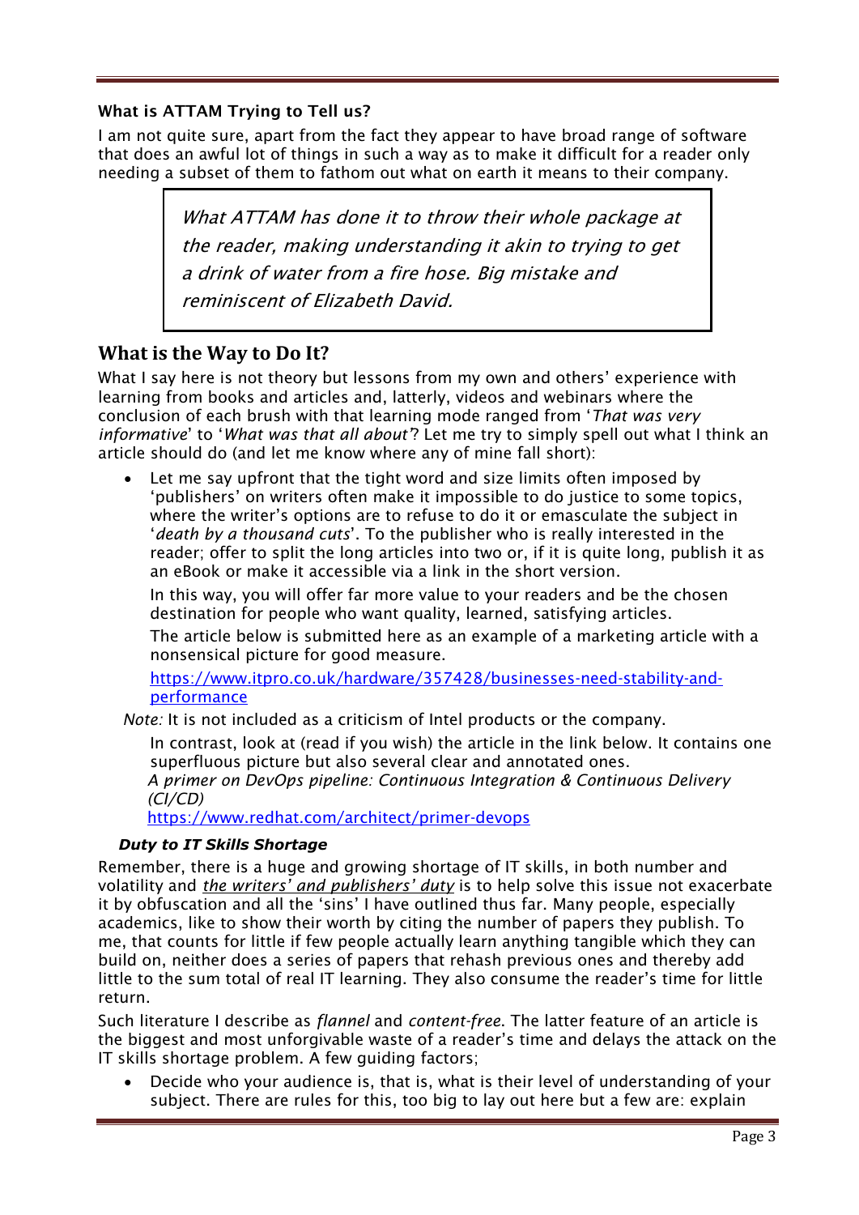#### What is ATTAM Trying to Tell us?

I am not quite sure, apart from the fact they appear to have broad range of software that does an awful lot of things in such a way as to make it difficult for a reader only needing a subset of them to fathom out what on earth it means to their company.

> *What ATTAM has done it to throw their whole package at the reader, making understanding it akin to trying to get a drink of water from a fire hose. Big mistake and reminiscent of Elizabeth David.*

## What is the Way to Do It?

What I say here is not theory but lessons from my own and others' experience with learning from books and articles and, latterly, videos and webinars where the conclusion of each brush with that learning mode ranged from '*That was very informative*' to '*What was that all about*'? Let me try to simply spell out what I think an article should do (and let me know where any of mine fall short):

- Let me say upfront that the tight word and size limits often imposed by 'publishers' on writers often make it impossible to do justice to some topics, where the writer's options are to refuse to do it or emasculate the subject in '*death by a thousand cuts*'. To the publisher who is really interested in the reader; offer to split the long articles into two or, if it is quite long, publish it as an eBook or make it accessible via a link in the short version.

  In this way, you will offer far more value to your readers and be the chosen destination for people who want quality, learned, satisfying articles.

  The article below is submitted here as an example of a marketing article with a nonsensical picture for good measure.

  https://www.itpro.co.uk/hardware/357428/businesses-need-stability-and-performance

*Note:* It is not included as a criticism of Intel products or the company.

  In contrast, look at (read if you wish) the article in the link below. It contains one superfluous picture but also several clear and annotated ones.
  *A primer on DevOps pipeline: Continuous Integration & Continuous Delivery (CI/CD)*
  https://www.redhat.com/architect/primer-devops

#### *Duty to IT Skills Shortage*

Remember, there is a huge and growing shortage of IT skills, in both number and volatility and ***the writers' and publishers' duty*** is to help solve this issue not exacerbate it by obfuscation and all the 'sins' I have outlined thus far. Many people, especially academics, like to show their worth by citing the number of papers they publish. To me, that counts for little if few people actually learn anything tangible which they can build on, neither does a series of papers that rehash previous ones and thereby add little to the sum total of real IT learning. They also consume the reader's time for little return.

Such literature I describe as *flannel* and *content-free*. The latter feature of an article is the biggest and most unforgivable waste of a reader's time and delays the attack on the IT skills shortage problem. A few guiding factors;

- Decide who your audience is, that is, what is their level of understanding of your subject. There are rules for this, too big to lay out here but a few are: explain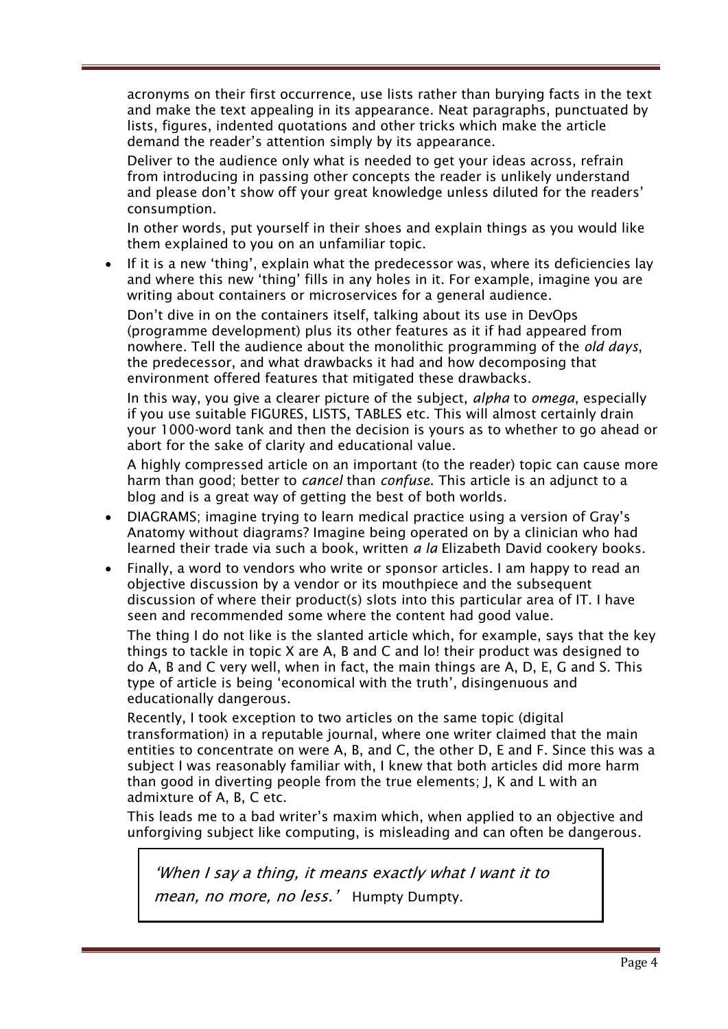acronyms on their first occurrence, use lists rather than burying facts in the text and make the text appealing in its appearance. Neat paragraphs, punctuated by lists, figures, indented quotations and other tricks which make the article demand the reader's attention simply by its appearance.

Deliver to the audience only what is needed to get your ideas across, refrain from introducing in passing other concepts the reader is unlikely understand and please don't show off your great knowledge unless diluted for the readers' consumption.

In other words, put yourself in their shoes and explain things as you would like them explained to you on an unfamiliar topic.

- If it is a new 'thing', explain what the predecessor was, where its deficiencies lay and where this new 'thing' fills in any holes in it. For example, imagine you are writing about containers or microservices for a general audience.

  Don't dive in on the containers itself, talking about its use in DevOps (programme development) plus its other features as it if had appeared from nowhere. Tell the audience about the monolithic programming of the *old days*, the predecessor, and what drawbacks it had and how decomposing that environment offered features that mitigated these drawbacks.

  In this way, you give a clearer picture of the subject, *alpha* to *omega*, especially if you use suitable FIGURES, LISTS, TABLES etc. This will almost certainly drain your 1000-word tank and then the decision is yours as to whether to go ahead or abort for the sake of clarity and educational value.

  A highly compressed article on an important (to the reader) topic can cause more harm than good; better to *cancel* than *confuse.* This article is an adjunct to a blog and is a great way of getting the best of both worlds.

- DIAGRAMS; imagine trying to learn medical practice using a version of Gray's Anatomy without diagrams? Imagine being operated on by a clinician who had learned their trade via such a book, written *a la* Elizabeth David cookery books.

- Finally, a word to vendors who write or sponsor articles. I am happy to read an objective discussion by a vendor or its mouthpiece and the subsequent discussion of where their product(s) slots into this particular area of IT. I have seen and recommended some where the content had good value.

  The thing I do not like is the slanted article which, for example, says that the key things to tackle in topic X are A, B and C and lo! their product was designed to do A, B and C very well, when in fact, the main things are A, D, E, G and S. This type of article is being 'economical with the truth', disingenuous and educationally dangerous.

  Recently, I took exception to two articles on the same topic (digital transformation) in a reputable journal, where one writer claimed that the main entities to concentrate on were A, B, and C, the other D, E and F. Since this was a subject I was reasonably familiar with, I knew that both articles did more harm than good in diverting people from the true elements; J, K and L with an admixture of A, B, C etc.

  This leads me to a bad writer's maxim which, when applied to an objective and unforgiving subject like computing, is misleading and can often be dangerous.

> *'When I say a thing, it means exactly what I want it to mean, no more, no less.'* Humpty Dumpty.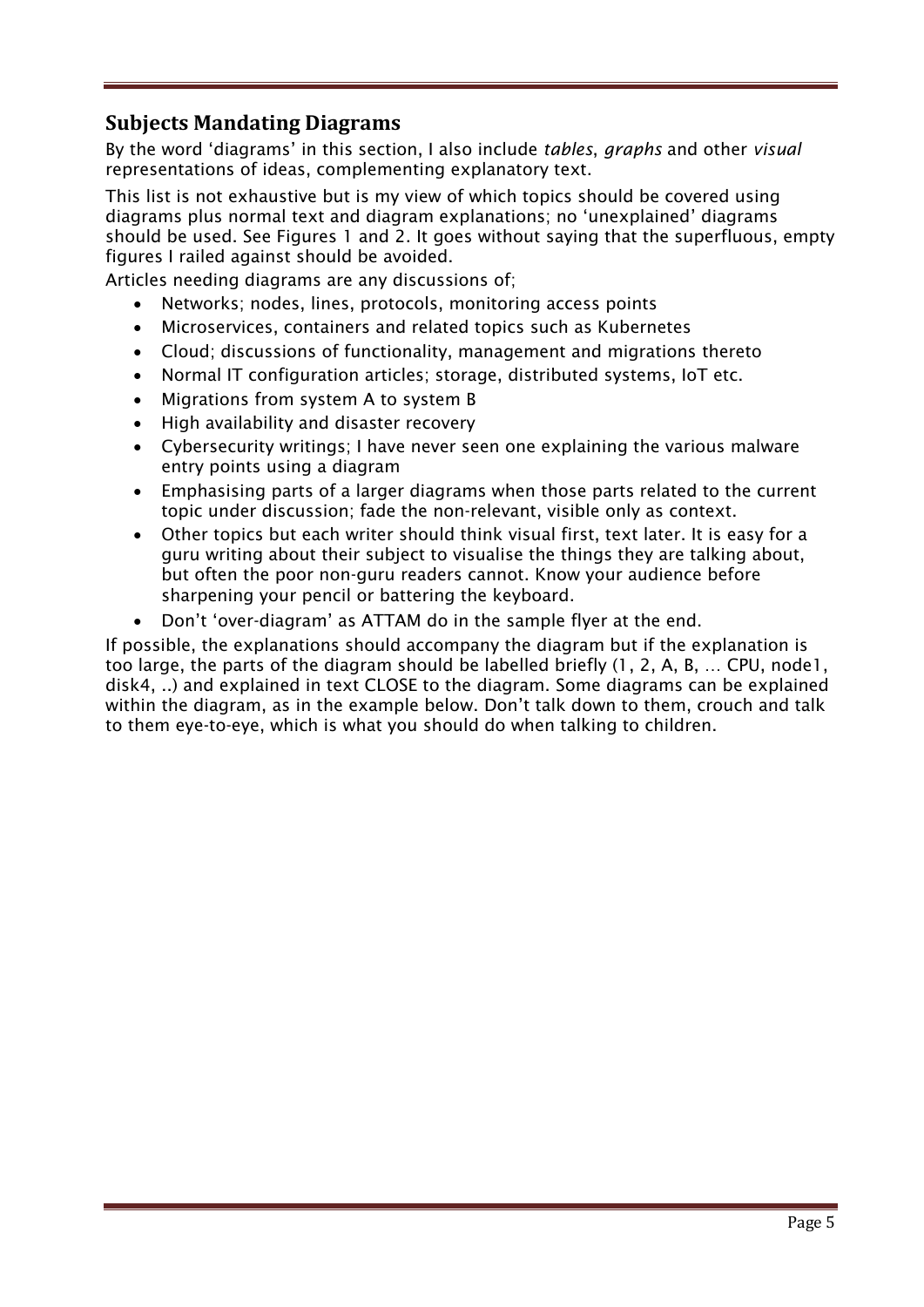## Subjects Mandating Diagrams

By the word 'diagrams' in this section, I also include *tables*, *graphs* and other *visual* representations of ideas, complementing explanatory text.

This list is not exhaustive but is my view of which topics should be covered using diagrams plus normal text and diagram explanations; no 'unexplained' diagrams should be used. See Figures 1 and 2. It goes without saying that the superfluous, empty figures I railed against should be avoided.

Articles needing diagrams are any discussions of;

- Networks; nodes, lines, protocols, monitoring access points
- Microservices, containers and related topics such as Kubernetes
- Cloud; discussions of functionality, management and migrations thereto
- Normal IT configuration articles; storage, distributed systems, IoT etc.
- Migrations from system A to system B
- High availability and disaster recovery
- Cybersecurity writings; I have never seen one explaining the various malware entry points using a diagram
- Emphasising parts of a larger diagrams when those parts related to the current topic under discussion; fade the non-relevant, visible only as context.
- Other topics but each writer should think visual first, text later. It is easy for a guru writing about their subject to visualise the things they are talking about, but often the poor non-guru readers cannot. Know your audience before sharpening your pencil or battering the keyboard.
- Don't 'over-diagram' as ATTAM do in the sample flyer at the end.

If possible, the explanations should accompany the diagram but if the explanation is too large, the parts of the diagram should be labelled briefly (1, 2, A, B, … CPU, node1, disk4, ..) and explained in text CLOSE to the diagram. Some diagrams can be explained within the diagram, as in the example below. Don't talk down to them, crouch and talk to them eye-to-eye, which is what you should do when talking to children.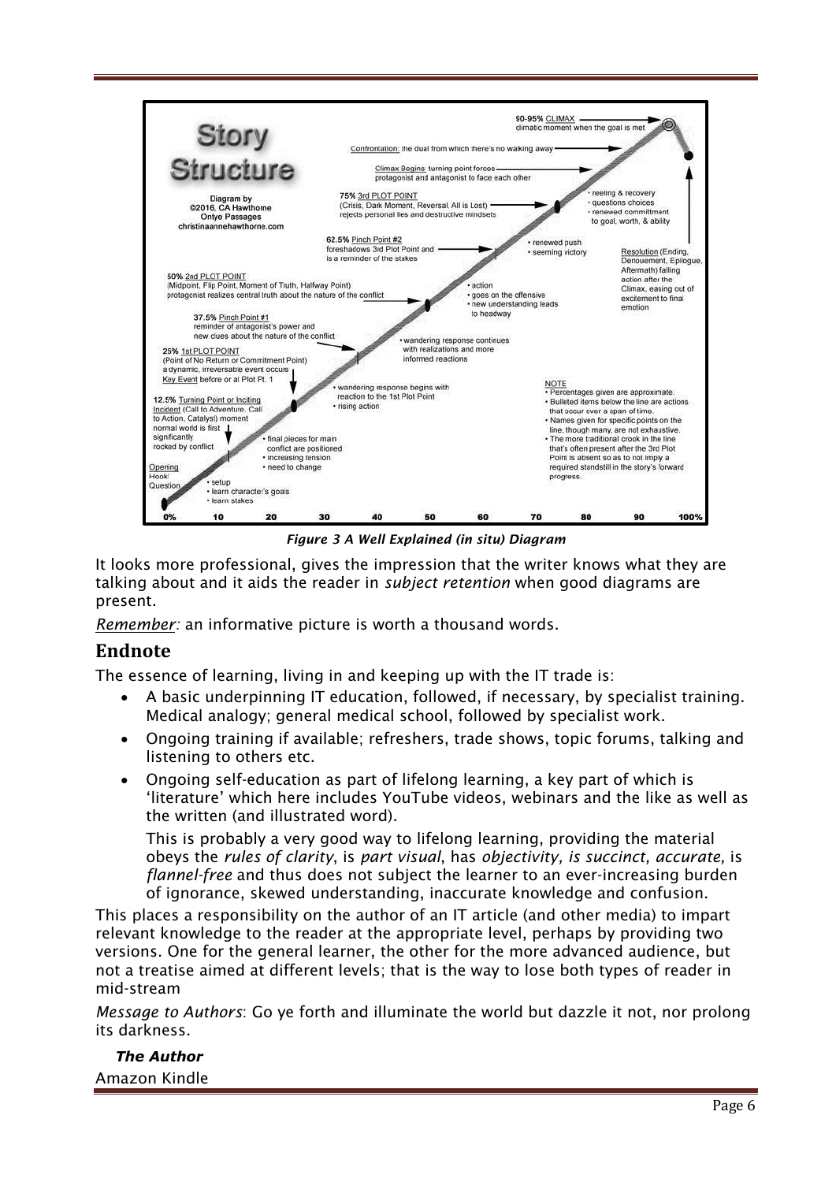*Figure 3 A Well Explained (in situ) Diagram*

It looks more professional, gives the impression that the writer knows what they are talking about and it aids the reader in *subject retention* when good diagrams are present.

*Remember:* an informative picture is worth a thousand words.

## Endnote

The essence of learning, living in and keeping up with the IT trade is:

- A basic underpinning IT education, followed, if necessary, by specialist training. Medical analogy; general medical school, followed by specialist work.
- Ongoing training if available; refreshers, trade shows, topic forums, talking and listening to others etc.
- Ongoing self-education as part of lifelong learning, a key part of which is 'literature' which here includes YouTube videos, webinars and the like as well as the written (and illustrated word).

  This is probably a very good way to lifelong learning, providing the material obeys the *rules of clarity*, is *part visual*, has *objectivity, is succinct, accurate,* is *flannel-free* and thus does not subject the learner to an ever-increasing burden of ignorance, skewed understanding, inaccurate knowledge and confusion.

This places a responsibility on the author of an IT article (and other media) to impart relevant knowledge to the reader at the appropriate level, perhaps by providing two versions. One for the general learner, the other for the more advanced audience, but not a treatise aimed at different levels; that is the way to lose both types of reader in mid-stream

*Message to Authors*: Go ye forth and illuminate the world but dazzle it not, nor prolong its darkness.

***The Author***

Amazon Kindle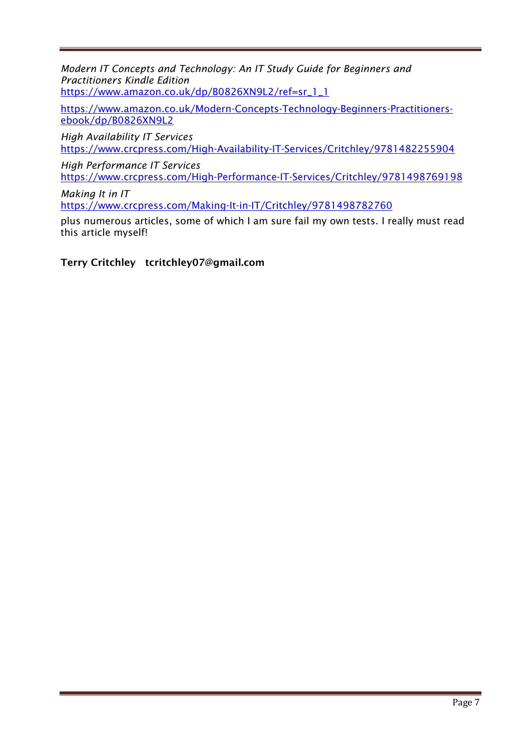*Modern IT Concepts and Technology: An IT Study Guide for Beginners and Practitioners Kindle Edition*
https://www.amazon.co.uk/dp/B0826XN9L2/ref=sr_1_1

https://www.amazon.co.uk/Modern-Concepts-Technology-Beginners-Practitioners-ebook/dp/B0826XN9L2

*High Availability IT Services*
https://www.crcpress.com/High-Availability-IT-Services/Critchley/9781482255904

*High Performance IT Services*
https://www.crcpress.com/High-Performance-IT-Services/Critchley/9781498769198

*Making It in IT*
https://www.crcpress.com/Making-It-in-IT/Critchley/9781498782760

plus numerous articles, some of which I am sure fail my own tests. I really must read this article myself!

**Terry Critchley   tcritchley07@gmail.com**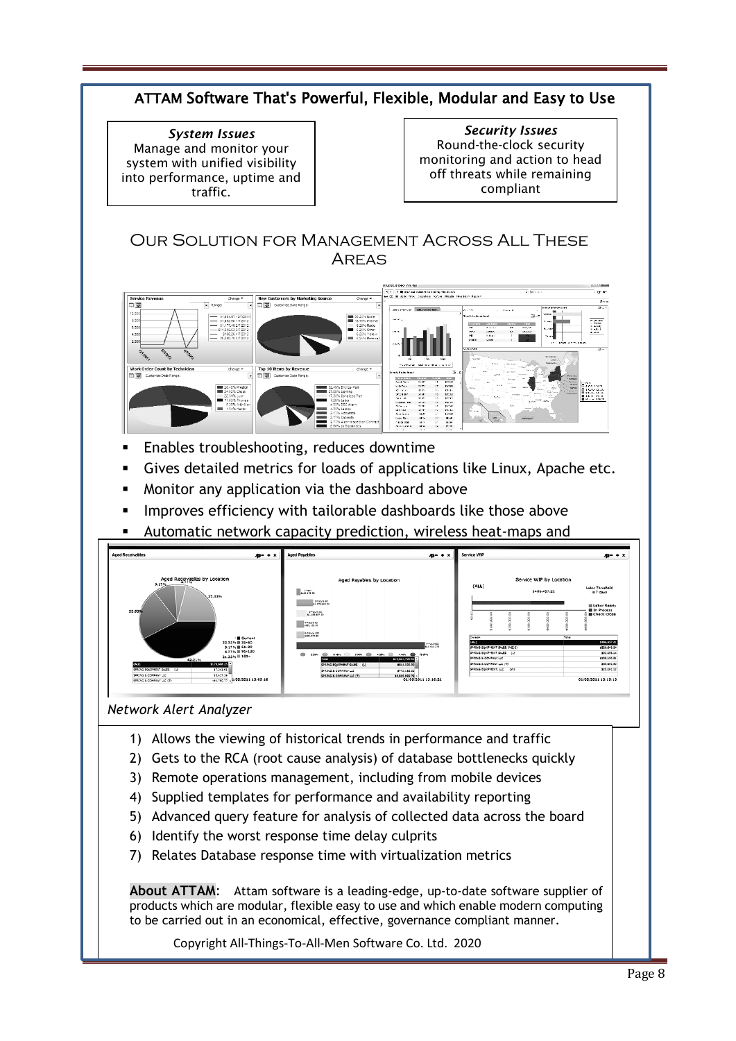## ATTAM Software That's Powerful, Flexible, Modular and Easy to Use

***System Issues***
Manage and monitor your system with unified visibility into performance, uptime and traffic.

***Security Issues***
Round-the-clock security monitoring and action to head off threats while remaining compliant

## Our Solution for Management Across All These Areas

- Enables troubleshooting, reduces downtime
- Gives detailed metrics for loads of applications like Linux, Apache etc.
- Monitor any application via the dashboard above
- Improves efficiency with tailorable dashboards like those above
- Automatic network capacity prediction, wireless heat-maps and

*Network Alert Analyzer*

1) Allows the viewing of historical trends in performance and traffic
2) Gets to the RCA (root cause analysis) of database bottlenecks quickly
3) Remote operations management, including from mobile devices
4) Supplied templates for performance and availability reporting
5) Advanced query feature for analysis of collected data across the board
6) Identify the worst response time delay culprits
7) Relates Database response time with virtualization metrics

**About ATTAM**: Attam software is a leading-edge, up-to-date software supplier of products which are modular, flexible easy to use and which enable modern computing to be carried out in an economical, effective, governance compliant manner.

Copyright All-Things-To-All-Men Software Co. Ltd. 2020